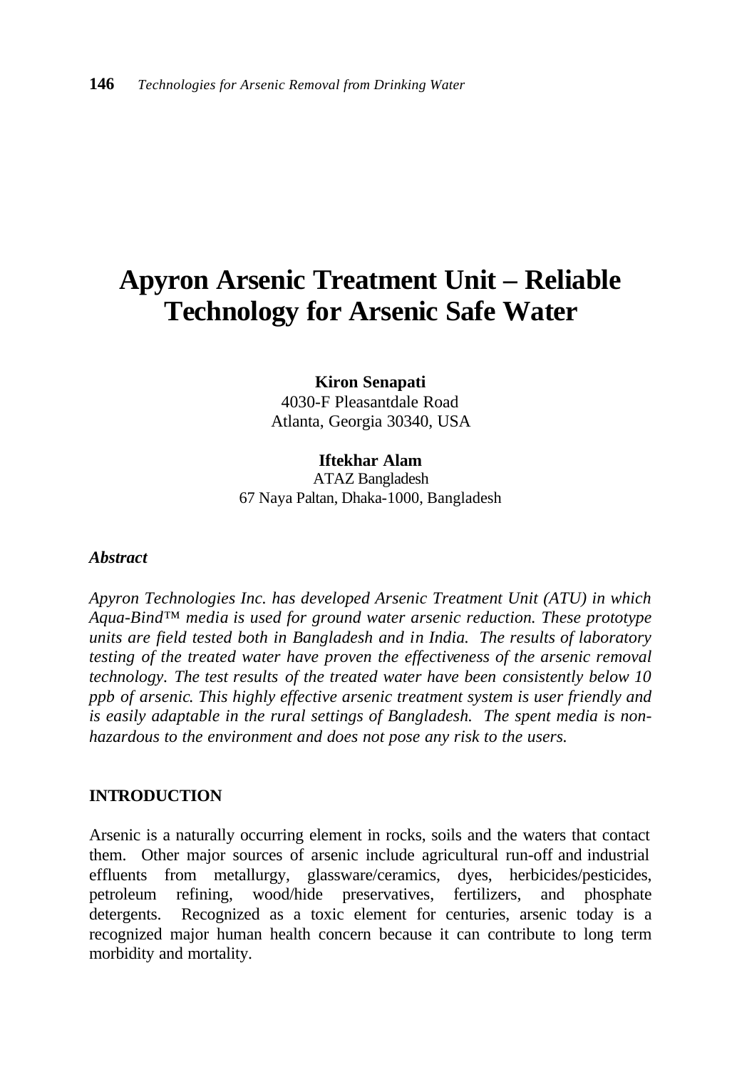# Apyron Arsenic Treatment Unit – Reliable Technology for Arsenic Safe Water

**Kiron Senapati**
4030-F Pleasantdale Road
Atlanta, Georgia 30340, USA

**Iftekhar Alam**
ATAZ Bangladesh
67 Naya Paltan, Dhaka-1000, Bangladesh

***Abstract***

*Apyron Technologies Inc. has developed Arsenic Treatment Unit (ATU) in which Aqua-Bind™ media is used for ground water arsenic reduction. These prototype units are field tested both in Bangladesh and in India. The results of laboratory testing of the treated water have proven the effectiveness of the arsenic removal technology. The test results of the treated water have been consistently below 10 ppb of arsenic. This highly effective arsenic treatment system is user friendly and is easily adaptable in the rural settings of Bangladesh. The spent media is non-hazardous to the environment and does not pose any risk to the users.*

## INTRODUCTION

Arsenic is a naturally occurring element in rocks, soils and the waters that contact them. Other major sources of arsenic include agricultural run-off and industrial effluents from metallurgy, glassware/ceramics, dyes, herbicides/pesticides, petroleum refining, wood/hide preservatives, fertilizers, and phosphate detergents. Recognized as a toxic element for centuries, arsenic today is a recognized major human health concern because it can contribute to long term morbidity and mortality.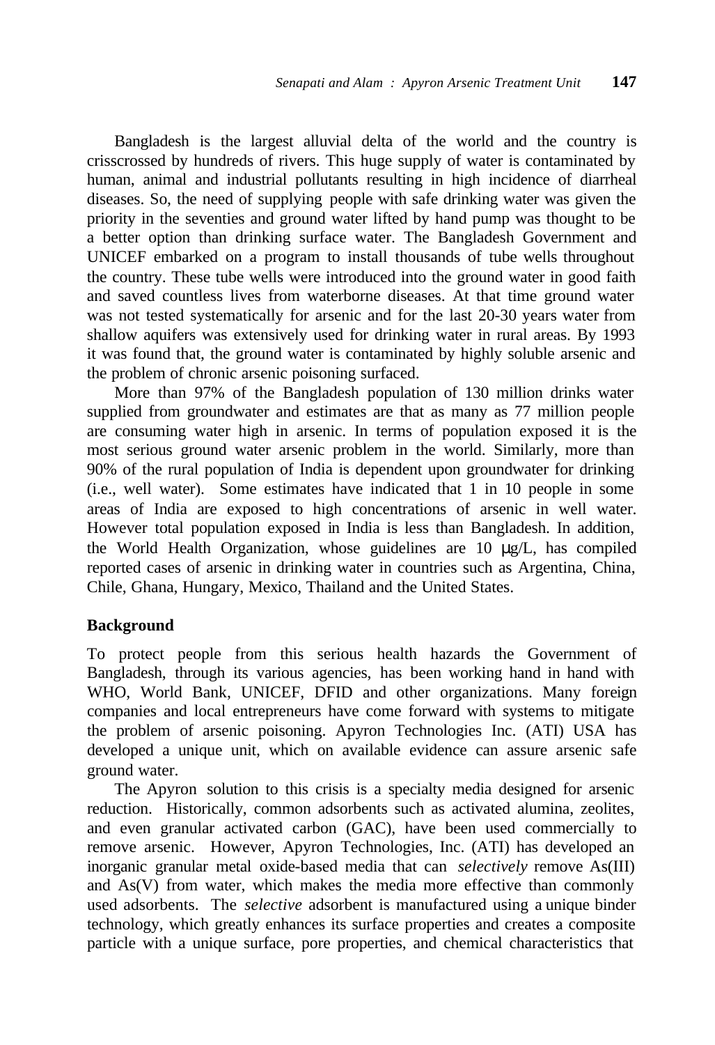Bangladesh is the largest alluvial delta of the world and the country is crisscrossed by hundreds of rivers. This huge supply of water is contaminated by human, animal and industrial pollutants resulting in high incidence of diarrheal diseases. So, the need of supplying people with safe drinking water was given the priority in the seventies and ground water lifted by hand pump was thought to be a better option than drinking surface water. The Bangladesh Government and UNICEF embarked on a program to install thousands of tube wells throughout the country. These tube wells were introduced into the ground water in good faith and saved countless lives from waterborne diseases. At that time ground water was not tested systematically for arsenic and for the last 20-30 years water from shallow aquifers was extensively used for drinking water in rural areas. By 1993 it was found that, the ground water is contaminated by highly soluble arsenic and the problem of chronic arsenic poisoning surfaced.

More than 97% of the Bangladesh population of 130 million drinks water supplied from groundwater and estimates are that as many as 77 million people are consuming water high in arsenic. In terms of population exposed it is the most serious ground water arsenic problem in the world. Similarly, more than 90% of the rural population of India is dependent upon groundwater for drinking (i.e., well water). Some estimates have indicated that 1 in 10 people in some areas of India are exposed to high concentrations of arsenic in well water. However total population exposed in India is less than Bangladesh. In addition, the World Health Organization, whose guidelines are 10 μg/L, has compiled reported cases of arsenic in drinking water in countries such as Argentina, China, Chile, Ghana, Hungary, Mexico, Thailand and the United States.

## Background

To protect people from this serious health hazards the Government of Bangladesh, through its various agencies, has been working hand in hand with WHO, World Bank, UNICEF, DFID and other organizations. Many foreign companies and local entrepreneurs have come forward with systems to mitigate the problem of arsenic poisoning. Apyron Technologies Inc. (ATI) USA has developed a unique unit, which on available evidence can assure arsenic safe ground water.

The Apyron solution to this crisis is a specialty media designed for arsenic reduction. Historically, common adsorbents such as activated alumina, zeolites, and even granular activated carbon (GAC), have been used commercially to remove arsenic. However, Apyron Technologies, Inc. (ATI) has developed an inorganic granular metal oxide-based media that can *selectively* remove As(III) and As(V) from water, which makes the media more effective than commonly used adsorbents. The *selective* adsorbent is manufactured using a unique binder technology, which greatly enhances its surface properties and creates a composite particle with a unique surface, pore properties, and chemical characteristics that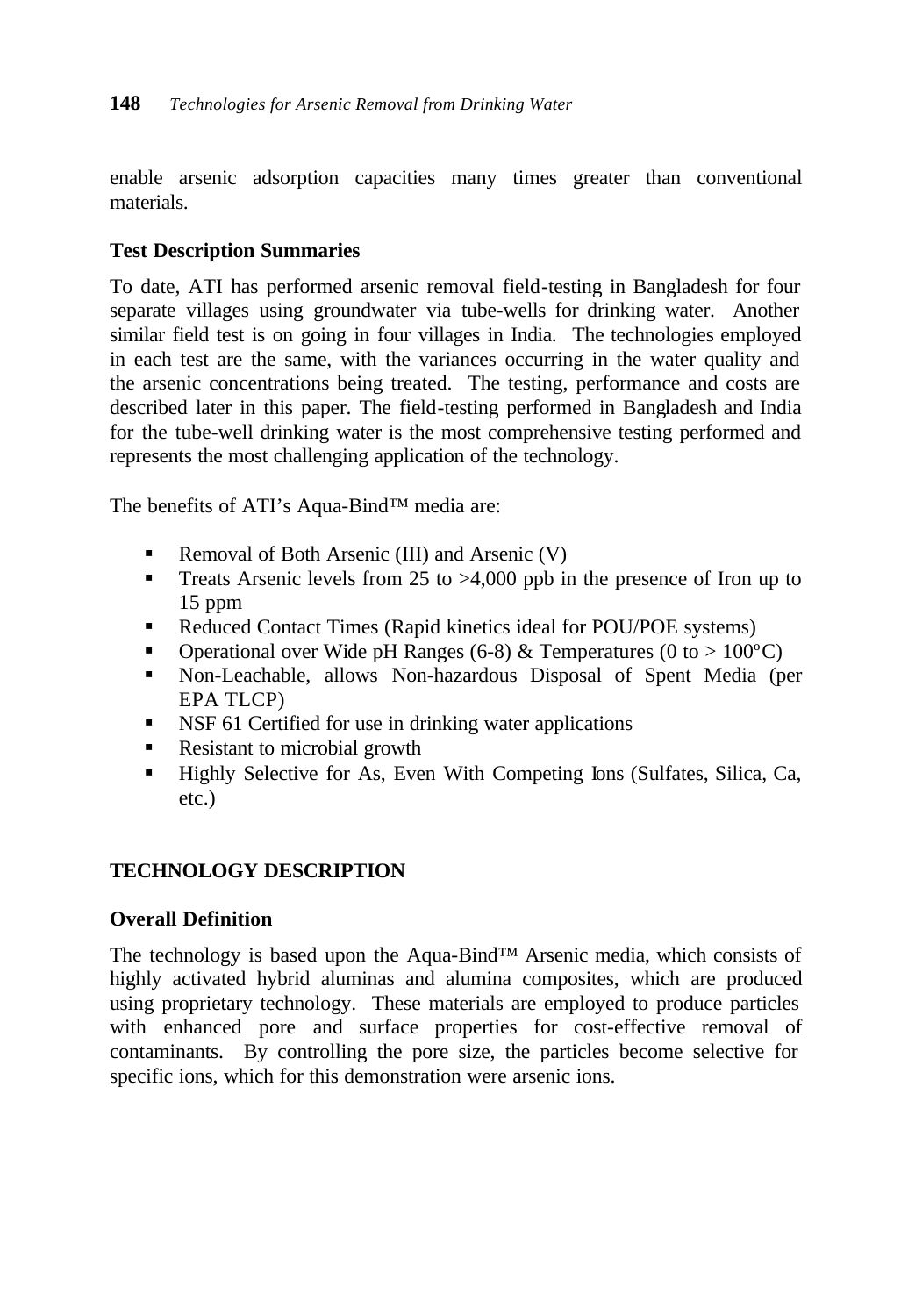enable arsenic adsorption capacities many times greater than conventional materials.

### Test Description Summaries

To date, ATI has performed arsenic removal field-testing in Bangladesh for four separate villages using groundwater via tube-wells for drinking water. Another similar field test is on going in four villages in India. The technologies employed in each test are the same, with the variances occurring in the water quality and the arsenic concentrations being treated. The testing, performance and costs are described later in this paper. The field-testing performed in Bangladesh and India for the tube-well drinking water is the most comprehensive testing performed and represents the most challenging application of the technology.

The benefits of ATI's Aqua-Bind™ media are:

- Removal of Both Arsenic (III) and Arsenic (V)
- Treats Arsenic levels from 25 to >4,000 ppb in the presence of Iron up to 15 ppm
- Reduced Contact Times (Rapid kinetics ideal for POU/POE systems)
- Operational over Wide pH Ranges (6-8) & Temperatures (0 to > 100ºC)
- Non-Leachable, allows Non-hazardous Disposal of Spent Media (per EPA TLCP)
- NSF 61 Certified for use in drinking water applications
- Resistant to microbial growth
- Highly Selective for As, Even With Competing Ions (Sulfates, Silica, Ca, etc.)

## TECHNOLOGY DESCRIPTION

### Overall Definition

The technology is based upon the Aqua-Bind™ Arsenic media, which consists of highly activated hybrid aluminas and alumina composites, which are produced using proprietary technology. These materials are employed to produce particles with enhanced pore and surface properties for cost-effective removal of contaminants. By controlling the pore size, the particles become selective for specific ions, which for this demonstration were arsenic ions.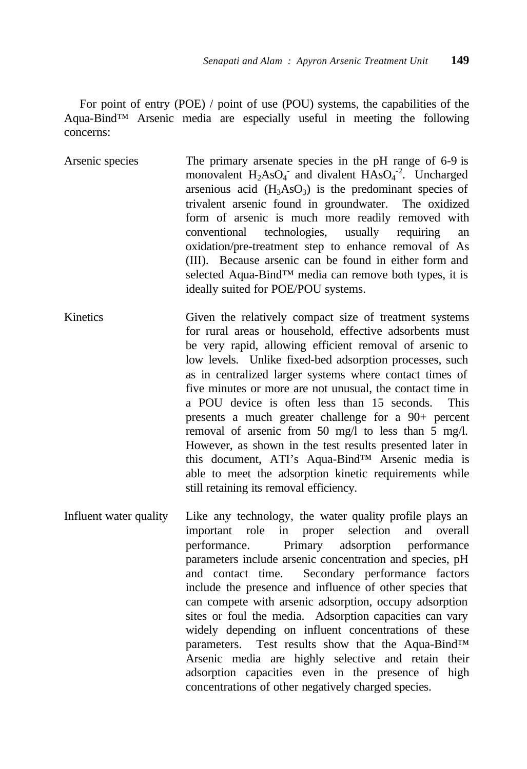For point of entry (POE) / point of use (POU) systems, the capabilities of the Aqua-Bind™ Arsenic media are especially useful in meeting the following concerns:

| | |
|---|---|
| Arsenic species | The primary arsenate species in the pH range of 6-9 is monovalent $H_2AsO_4^-$ and divalent $HAsO_4^{-2}$. Uncharged arsenious acid ($H_3AsO_3$) is the predominant species of trivalent arsenic found in groundwater. The oxidized form of arsenic is much more readily removed with conventional technologies, usually requiring an oxidation/pre-treatment step to enhance removal of As (III). Because arsenic can be found in either form and selected Aqua-Bind™ media can remove both types, it is ideally suited for POE/POU systems. |
| Kinetics | Given the relatively compact size of treatment systems for rural areas or household, effective adsorbents must be very rapid, allowing efficient removal of arsenic to low levels. Unlike fixed-bed adsorption processes, such as in centralized larger systems where contact times of five minutes or more are not unusual, the contact time in a POU device is often less than 15 seconds. This presents a much greater challenge for a 90+ percent removal of arsenic from 50 mg/l to less than 5 mg/l. However, as shown in the test results presented later in this document, ATI's Aqua-Bind™ Arsenic media is able to meet the adsorption kinetic requirements while still retaining its removal efficiency. |
| Influent water quality | Like any technology, the water quality profile plays an important role in proper selection and overall performance. Primary adsorption performance parameters include arsenic concentration and species, pH and contact time. Secondary performance factors include the presence and influence of other species that can compete with arsenic adsorption, occupy adsorption sites or foul the media. Adsorption capacities can vary widely depending on influent concentrations of these parameters. Test results show that the Aqua-Bind™ Arsenic media are highly selective and retain their adsorption capacities even in the presence of high concentrations of other negatively charged species. |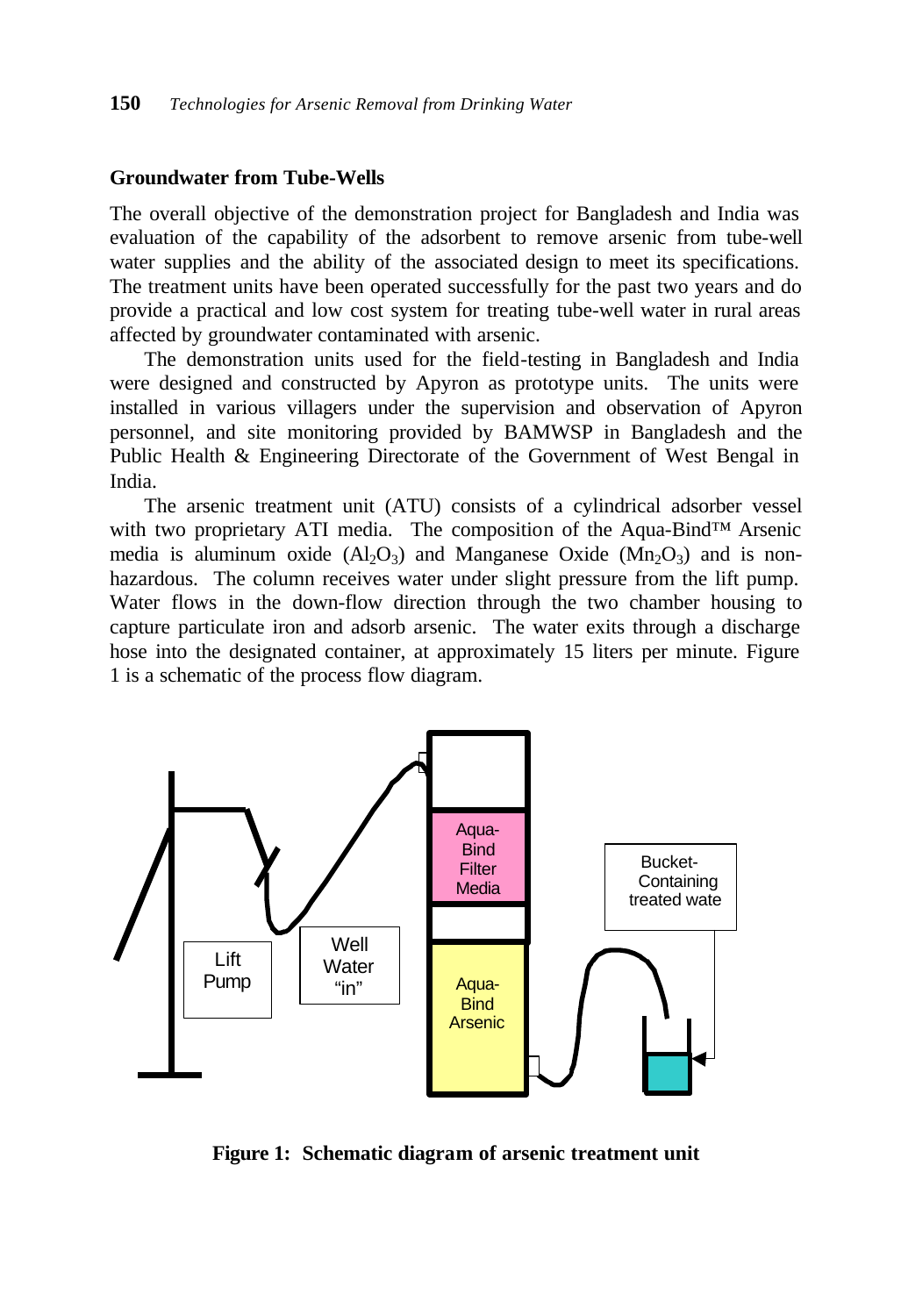## Groundwater from Tube-Wells

The overall objective of the demonstration project for Bangladesh and India was evaluation of the capability of the adsorbent to remove arsenic from tube-well water supplies and the ability of the associated design to meet its specifications. The treatment units have been operated successfully for the past two years and do provide a practical and low cost system for treating tube-well water in rural areas affected by groundwater contaminated with arsenic.

The demonstration units used for the field-testing in Bangladesh and India were designed and constructed by Apyron as prototype units. The units were installed in various villagers under the supervision and observation of Apyron personnel, and site monitoring provided by BAMWSP in Bangladesh and the Public Health & Engineering Directorate of the Government of West Bengal in India.

The arsenic treatment unit (ATU) consists of a cylindrical adsorber vessel with two proprietary ATI media. The composition of the Aqua-Bind™ Arsenic media is aluminum oxide ($Al_2O_3$) and Manganese Oxide ($Mn_2O_3$) and is non-hazardous. The column receives water under slight pressure from the lift pump. Water flows in the down-flow direction through the two chamber housing to capture particulate iron and adsorb arsenic. The water exits through a discharge hose into the designated container, at approximately 15 liters per minute. Figure 1 is a schematic of the process flow diagram.

**Figure 1: Schematic diagram of arsenic treatment unit**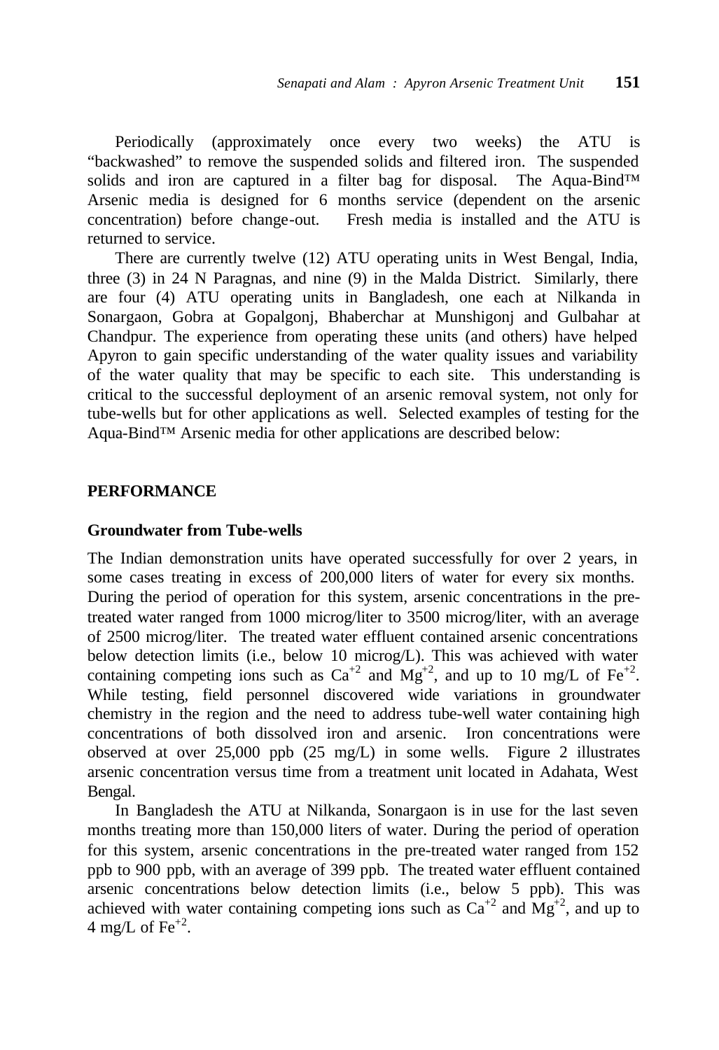Periodically (approximately once every two weeks) the ATU is "backwashed" to remove the suspended solids and filtered iron. The suspended solids and iron are captured in a filter bag for disposal. The Aqua-Bind™ Arsenic media is designed for 6 months service (dependent on the arsenic concentration) before change-out. Fresh media is installed and the ATU is returned to service.

There are currently twelve (12) ATU operating units in West Bengal, India, three (3) in 24 N Paragnas, and nine (9) in the Malda District. Similarly, there are four (4) ATU operating units in Bangladesh, one each at Nilkanda in Sonargaon, Gobra at Gopalgonj, Bhaberchar at Munshigonj and Gulbahar at Chandpur. The experience from operating these units (and others) have helped Apyron to gain specific understanding of the water quality issues and variability of the water quality that may be specific to each site. This understanding is critical to the successful deployment of an arsenic removal system, not only for tube-wells but for other applications as well. Selected examples of testing for the Aqua-Bind™ Arsenic media for other applications are described below:

## PERFORMANCE

### Groundwater from Tube-wells

The Indian demonstration units have operated successfully for over 2 years, in some cases treating in excess of 200,000 liters of water for every six months. During the period of operation for this system, arsenic concentrations in the pre-treated water ranged from 1000 microg/liter to 3500 microg/liter, with an average of 2500 microg/liter. The treated water effluent contained arsenic concentrations below detection limits (i.e., below 10 microg/L). This was achieved with water containing competing ions such as $Ca^{+2}$ and $Mg^{+2}$, and up to 10 mg/L of $Fe^{+2}$. While testing, field personnel discovered wide variations in groundwater chemistry in the region and the need to address tube-well water containing high concentrations of both dissolved iron and arsenic. Iron concentrations were observed at over 25,000 ppb (25 mg/L) in some wells. Figure 2 illustrates arsenic concentration versus time from a treatment unit located in Adahata, West Bengal.

In Bangladesh the ATU at Nilkanda, Sonargaon is in use for the last seven months treating more than 150,000 liters of water. During the period of operation for this system, arsenic concentrations in the pre-treated water ranged from 152 ppb to 900 ppb, with an average of 399 ppb. The treated water effluent contained arsenic concentrations below detection limits (i.e., below 5 ppb). This was achieved with water containing competing ions such as $Ca^{+2}$ and $Mg^{+2}$, and up to 4 mg/L of $Fe^{+2}$.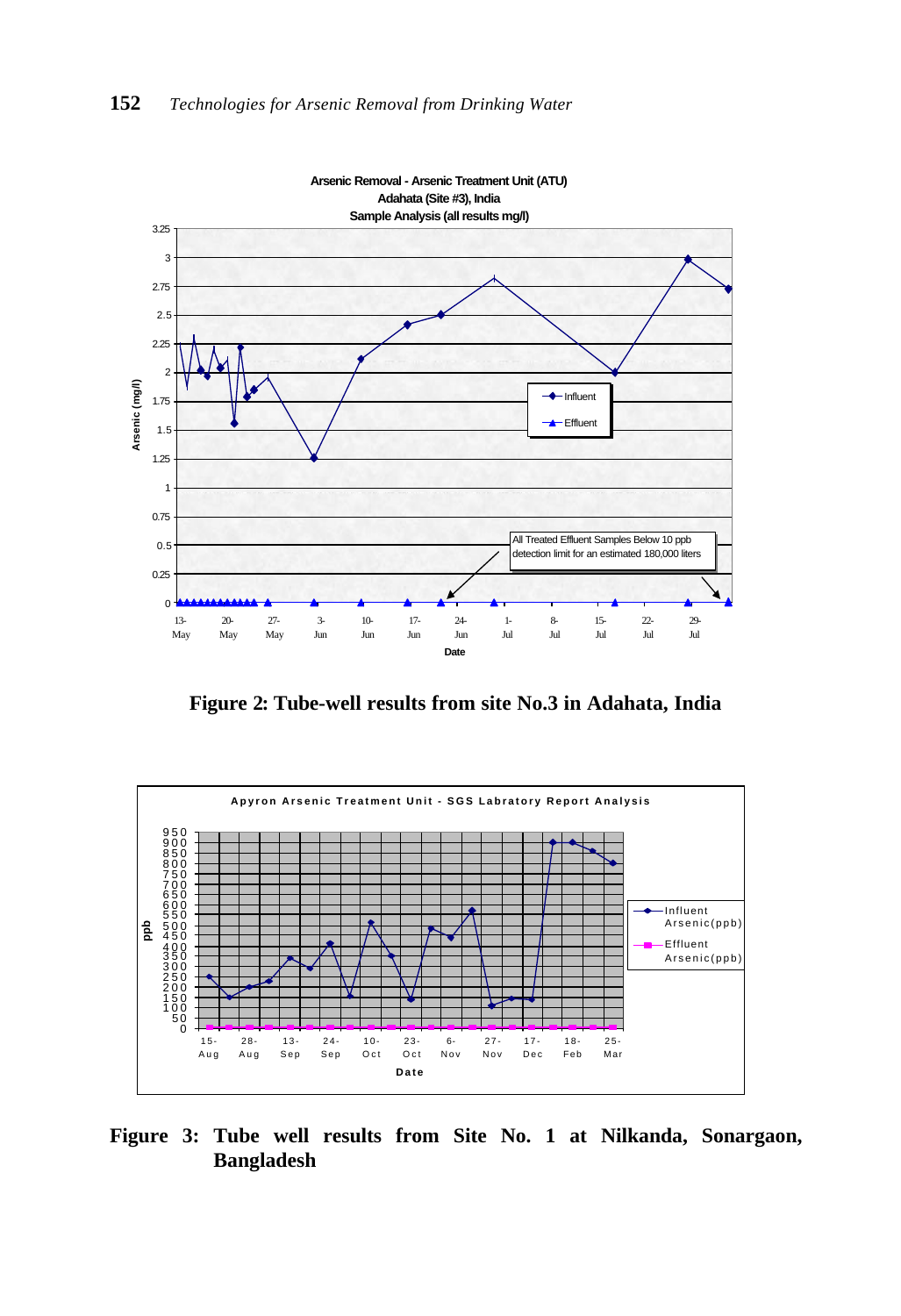**Figure 2: Tube-well results from site No.3 in Adahata, India**

**Figure 3: Tube well results from Site No. 1 at Nilkanda, Sonargaon, Bangladesh**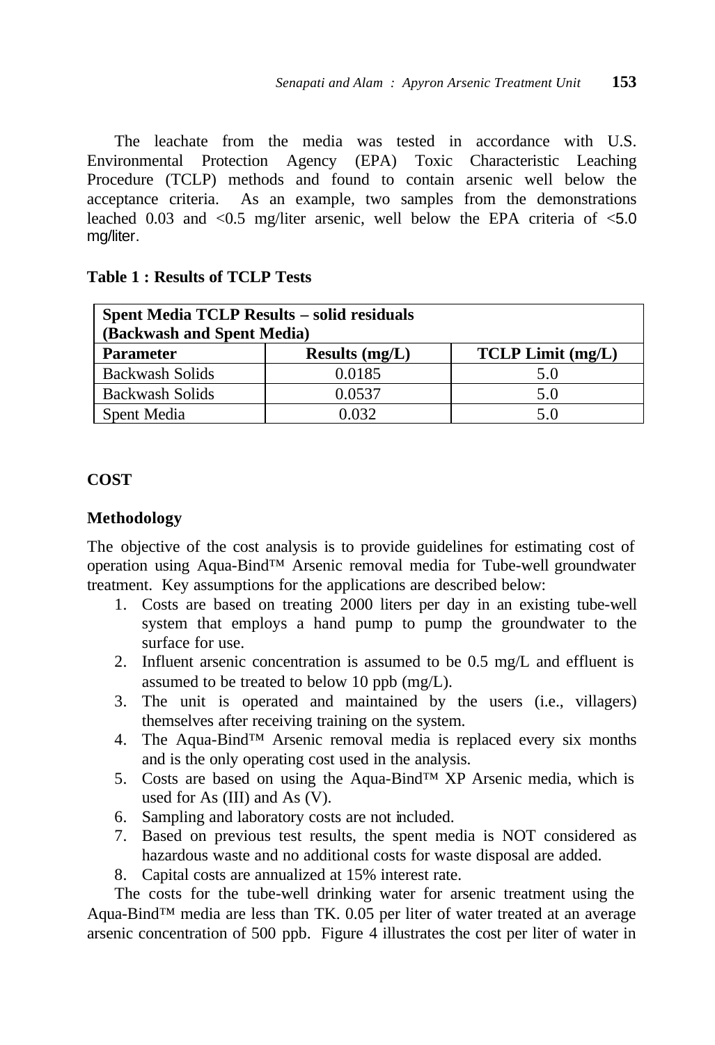The leachate from the media was tested in accordance with U.S. Environmental Protection Agency (EPA) Toxic Characteristic Leaching Procedure (TCLP) methods and found to contain arsenic well below the acceptance criteria. As an example, two samples from the demonstrations leached 0.03 and <0.5 mg/liter arsenic, well below the EPA criteria of <5.0 mg/liter.

**Table 1 : Results of TCLP Tests**

| Spent Media TCLP Results – solid residuals (Backwash and Spent Media) | | |
|---|---|---|
| **Parameter** | **Results (mg/L)** | **TCLP Limit (mg/L)** |
| Backwash Solids | 0.0185 | 5.0 |
| Backwash Solids | 0.0537 | 5.0 |
| Spent Media | 0.032 | 5.0 |

## COST

### Methodology

The objective of the cost analysis is to provide guidelines for estimating cost of operation using Aqua-Bind™ Arsenic removal media for Tube-well groundwater treatment. Key assumptions for the applications are described below:

1. Costs are based on treating 2000 liters per day in an existing tube-well system that employs a hand pump to pump the groundwater to the surface for use.
2. Influent arsenic concentration is assumed to be 0.5 mg/L and effluent is assumed to be treated to below 10 ppb (mg/L).
3. The unit is operated and maintained by the users (i.e., villagers) themselves after receiving training on the system.
4. The Aqua-Bind™ Arsenic removal media is replaced every six months and is the only operating cost used in the analysis.
5. Costs are based on using the Aqua-Bind™ XP Arsenic media, which is used for As (III) and As (V).
6. Sampling and laboratory costs are not included.
7. Based on previous test results, the spent media is NOT considered as hazardous waste and no additional costs for waste disposal are added.
8. Capital costs are annualized at 15% interest rate.

The costs for the tube-well drinking water for arsenic treatment using the Aqua-Bind™ media are less than TK. 0.05 per liter of water treated at an average arsenic concentration of 500 ppb. Figure 4 illustrates the cost per liter of water in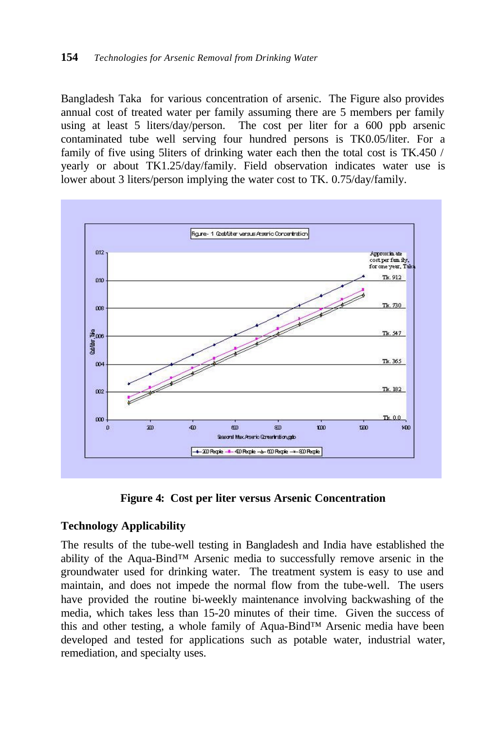Bangladesh Taka for various concentration of arsenic. The Figure also provides annual cost of treated water per family assuming there are 5 members per family using at least 5 liters/day/person. The cost per liter for a 600 ppb arsenic contaminated tube well serving four hundred persons is TK0.05/liter. For a family of five using 5liters of drinking water each then the total cost is TK.450 / yearly or about TK1.25/day/family. Field observation indicates water use is lower about 3 liters/person implying the water cost to TK. 0.75/day/family.

**Figure 4: Cost per liter versus Arsenic Concentration**

## Technology Applicability

The results of the tube-well testing in Bangladesh and India have established the ability of the Aqua-Bind™ Arsenic media to successfully remove arsenic in the groundwater used for drinking water. The treatment system is easy to use and maintain, and does not impede the normal flow from the tube-well. The users have provided the routine bi-weekly maintenance involving backwashing of the media, which takes less than 15-20 minutes of their time. Given the success of this and other testing, a whole family of Aqua-Bind™ Arsenic media have been developed and tested for applications such as potable water, industrial water, remediation, and specialty uses.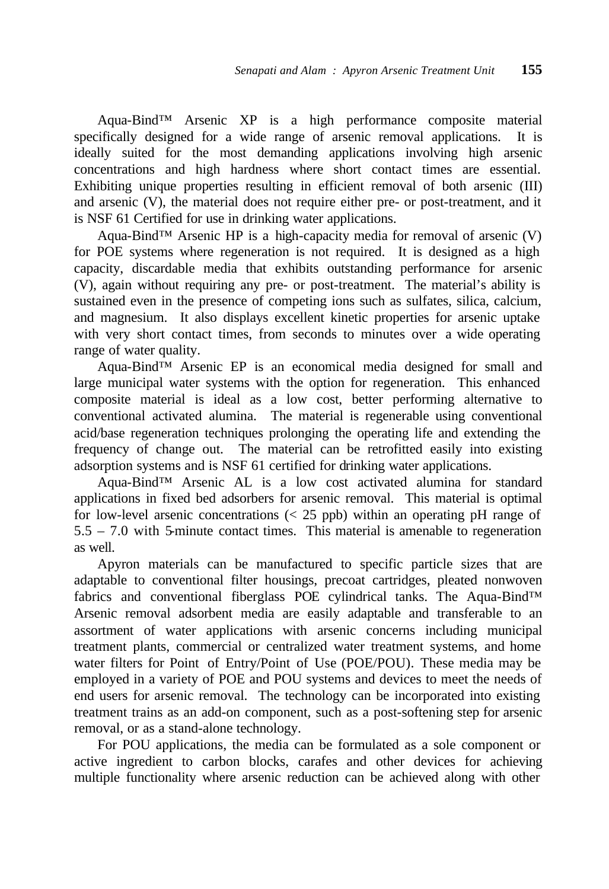Aqua-Bind™ Arsenic XP is a high performance composite material specifically designed for a wide range of arsenic removal applications. It is ideally suited for the most demanding applications involving high arsenic concentrations and high hardness where short contact times are essential. Exhibiting unique properties resulting in efficient removal of both arsenic (III) and arsenic (V), the material does not require either pre- or post-treatment, and it is NSF 61 Certified for use in drinking water applications.

Aqua-Bind™ Arsenic HP is a high-capacity media for removal of arsenic (V) for POE systems where regeneration is not required. It is designed as a high capacity, discardable media that exhibits outstanding performance for arsenic (V), again without requiring any pre- or post-treatment. The material's ability is sustained even in the presence of competing ions such as sulfates, silica, calcium, and magnesium. It also displays excellent kinetic properties for arsenic uptake with very short contact times, from seconds to minutes over a wide operating range of water quality.

Aqua-Bind™ Arsenic EP is an economical media designed for small and large municipal water systems with the option for regeneration. This enhanced composite material is ideal as a low cost, better performing alternative to conventional activated alumina. The material is regenerable using conventional acid/base regeneration techniques prolonging the operating life and extending the frequency of change out. The material can be retrofitted easily into existing adsorption systems and is NSF 61 certified for drinking water applications.

Aqua-Bind™ Arsenic AL is a low cost activated alumina for standard applications in fixed bed adsorbers for arsenic removal. This material is optimal for low-level arsenic concentrations (< 25 ppb) within an operating pH range of 5.5 – 7.0 with 5-minute contact times. This material is amenable to regeneration as well.

Apyron materials can be manufactured to specific particle sizes that are adaptable to conventional filter housings, precoat cartridges, pleated nonwoven fabrics and conventional fiberglass POE cylindrical tanks. The Aqua-Bind™ Arsenic removal adsorbent media are easily adaptable and transferable to an assortment of water applications with arsenic concerns including municipal treatment plants, commercial or centralized water treatment systems, and home water filters for Point of Entry/Point of Use (POE/POU). These media may be employed in a variety of POE and POU systems and devices to meet the needs of end users for arsenic removal. The technology can be incorporated into existing treatment trains as an add-on component, such as a post-softening step for arsenic removal, or as a stand-alone technology.

For POU applications, the media can be formulated as a sole component or active ingredient to carbon blocks, carafes and other devices for achieving multiple functionality where arsenic reduction can be achieved along with other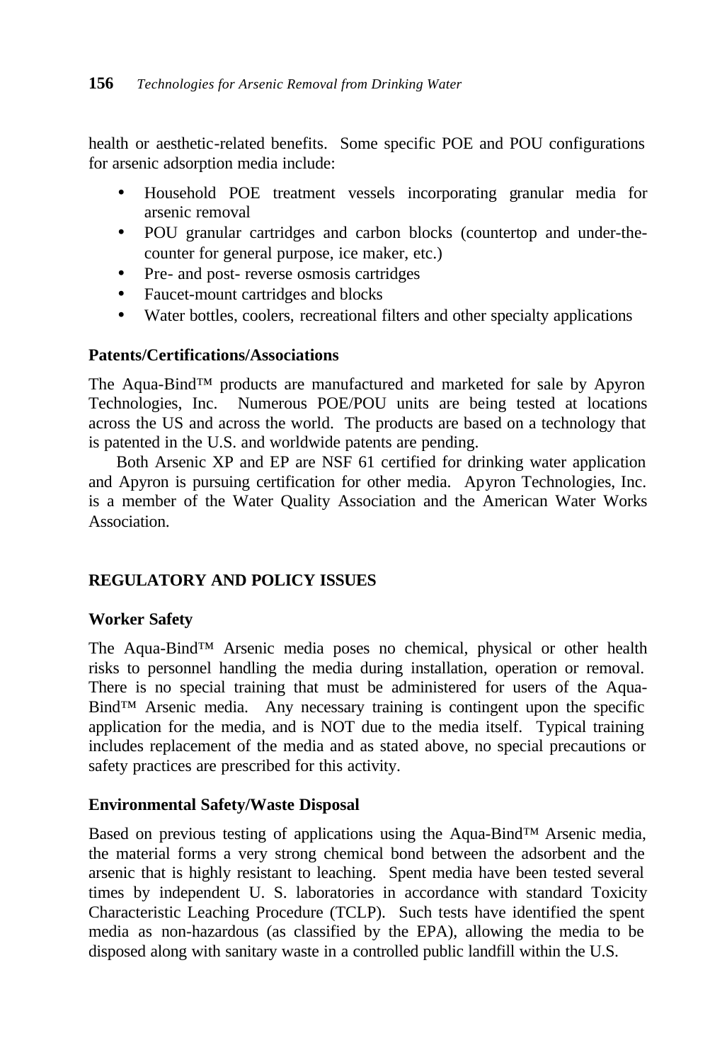health or aesthetic-related benefits. Some specific POE and POU configurations for arsenic adsorption media include:

- Household POE treatment vessels incorporating granular media for arsenic removal
- POU granular cartridges and carbon blocks (countertop and under-the-counter for general purpose, ice maker, etc.)
- Pre- and post- reverse osmosis cartridges
- Faucet-mount cartridges and blocks
- Water bottles, coolers, recreational filters and other specialty applications

### Patents/Certifications/Associations

The Aqua-Bind™ products are manufactured and marketed for sale by Apyron Technologies, Inc. Numerous POE/POU units are being tested at locations across the US and across the world. The products are based on a technology that is patented in the U.S. and worldwide patents are pending.

Both Arsenic XP and EP are NSF 61 certified for drinking water application and Apyron is pursuing certification for other media. Apyron Technologies, Inc. is a member of the Water Quality Association and the American Water Works Association.

## REGULATORY AND POLICY ISSUES

### Worker Safety

The Aqua-Bind™ Arsenic media poses no chemical, physical or other health risks to personnel handling the media during installation, operation or removal. There is no special training that must be administered for users of the Aqua-Bind™ Arsenic media. Any necessary training is contingent upon the specific application for the media, and is NOT due to the media itself. Typical training includes replacement of the media and as stated above, no special precautions or safety practices are prescribed for this activity.

### Environmental Safety/Waste Disposal

Based on previous testing of applications using the Aqua-Bind™ Arsenic media, the material forms a very strong chemical bond between the adsorbent and the arsenic that is highly resistant to leaching. Spent media have been tested several times by independent U. S. laboratories in accordance with standard Toxicity Characteristic Leaching Procedure (TCLP). Such tests have identified the spent media as non-hazardous (as classified by the EPA), allowing the media to be disposed along with sanitary waste in a controlled public landfill within the U.S.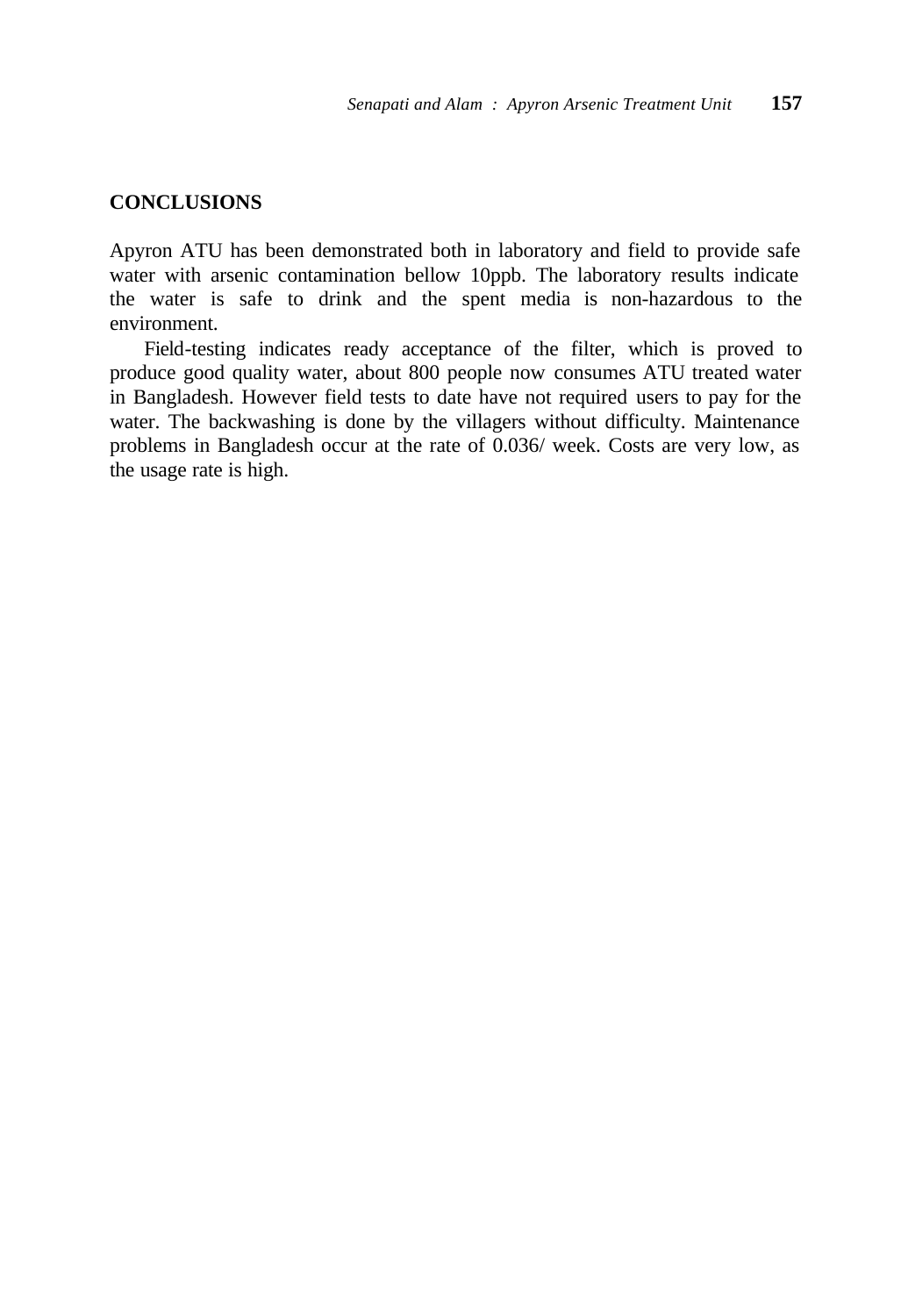## CONCLUSIONS

Apyron ATU has been demonstrated both in laboratory and field to provide safe water with arsenic contamination bellow 10ppb. The laboratory results indicate the water is safe to drink and the spent media is non-hazardous to the environment.

Field-testing indicates ready acceptance of the filter, which is proved to produce good quality water, about 800 people now consumes ATU treated water in Bangladesh. However field tests to date have not required users to pay for the water. The backwashing is done by the villagers without difficulty. Maintenance problems in Bangladesh occur at the rate of 0.036/ week. Costs are very low, as the usage rate is high.